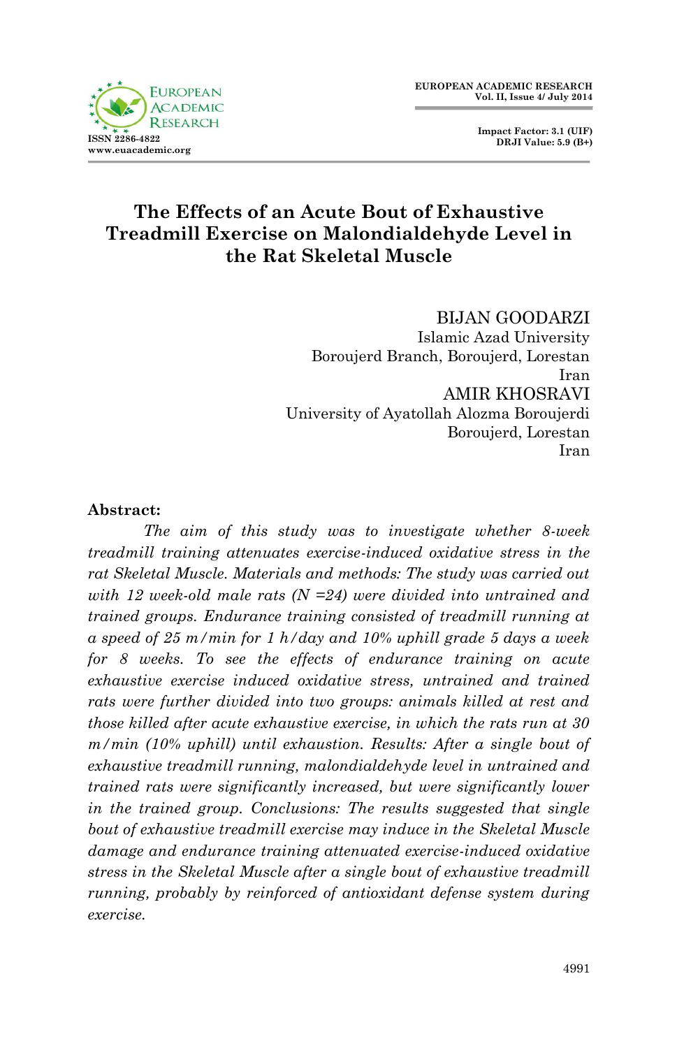# The Effects of an Acute Bout of Exhaustive Treadmill Exercise on Malondialdehyde Level in the Rat Skeletal Muscle

BIJAN GOODARZI
Islamic Azad University
Boroujerd Branch, Boroujerd, Lorestan
Iran

AMIR KHOSRAVI
University of Ayatollah Alozma Boroujerdi
Boroujerd, Lorestan
Iran

**Abstract:**

*The aim of this study was to investigate whether 8-week treadmill training attenuates exercise-induced oxidative stress in the rat Skeletal Muscle. Materials and methods: The study was carried out with 12 week-old male rats (N =24) were divided into untrained and trained groups. Endurance training consisted of treadmill running at a speed of 25 m/min for 1 h/day and 10% uphill grade 5 days a week for 8 weeks. To see the effects of endurance training on acute exhaustive exercise induced oxidative stress, untrained and trained rats were further divided into two groups: animals killed at rest and those killed after acute exhaustive exercise, in which the rats run at 30 m/min (10% uphill) until exhaustion. Results: After a single bout of exhaustive treadmill running, malondialdehyde level in untrained and trained rats were significantly increased, but were significantly lower in the trained group. Conclusions: The results suggested that single bout of exhaustive treadmill exercise may induce in the Skeletal Muscle damage and endurance training attenuated exercise-induced oxidative stress in the Skeletal Muscle after a single bout of exhaustive treadmill running, probably by reinforced of antioxidant defense system during exercise.*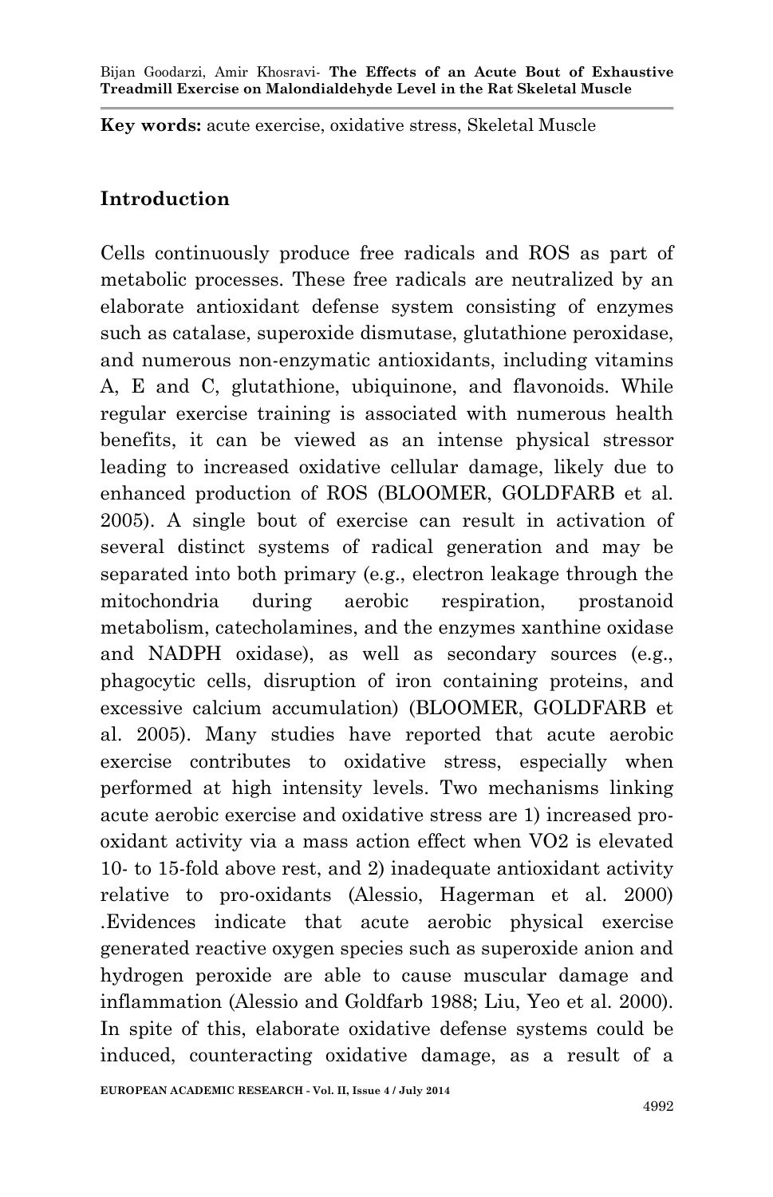**Key words:** acute exercise, oxidative stress, Skeletal Muscle

## Introduction

Cells continuously produce free radicals and ROS as part of metabolic processes. These free radicals are neutralized by an elaborate antioxidant defense system consisting of enzymes such as catalase, superoxide dismutase, glutathione peroxidase, and numerous non-enzymatic antioxidants, including vitamins A, E and C, glutathione, ubiquinone, and flavonoids. While regular exercise training is associated with numerous health benefits, it can be viewed as an intense physical stressor leading to increased oxidative cellular damage, likely due to enhanced production of ROS (BLOOMER, GOLDFARB et al. 2005). A single bout of exercise can result in activation of several distinct systems of radical generation and may be separated into both primary (e.g., electron leakage through the mitochondria during aerobic respiration, prostanoid metabolism, catecholamines, and the enzymes xanthine oxidase and NADPH oxidase), as well as secondary sources (e.g., phagocytic cells, disruption of iron containing proteins, and excessive calcium accumulation) (BLOOMER, GOLDFARB et al. 2005). Many studies have reported that acute aerobic exercise contributes to oxidative stress, especially when performed at high intensity levels. Two mechanisms linking acute aerobic exercise and oxidative stress are 1) increased pro-oxidant activity via a mass action effect when VO2 is elevated 10- to 15-fold above rest, and 2) inadequate antioxidant activity relative to pro-oxidants (Alessio, Hagerman et al. 2000) .Evidences indicate that acute aerobic physical exercise generated reactive oxygen species such as superoxide anion and hydrogen peroxide are able to cause muscular damage and inflammation (Alessio and Goldfarb 1988; Liu, Yeo et al. 2000). In spite of this, elaborate oxidative defense systems could be induced, counteracting oxidative damage, as a result of a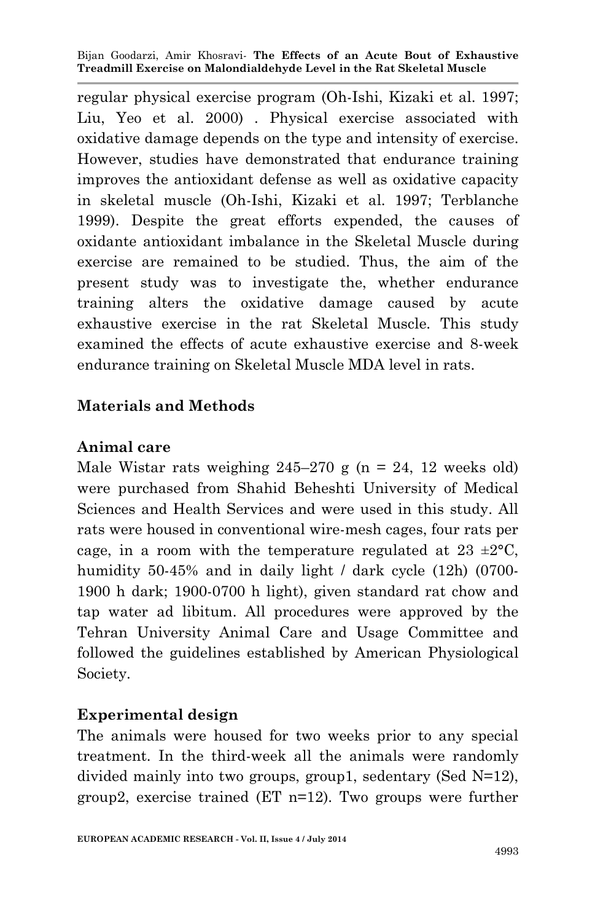regular physical exercise program (Oh-Ishi, Kizaki et al. 1997; Liu, Yeo et al. 2000) . Physical exercise associated with oxidative damage depends on the type and intensity of exercise. However, studies have demonstrated that endurance training improves the antioxidant defense as well as oxidative capacity in skeletal muscle (Oh-Ishi, Kizaki et al. 1997; Terblanche 1999). Despite the great efforts expended, the causes of oxidante antioxidant imbalance in the Skeletal Muscle during exercise are remained to be studied. Thus, the aim of the present study was to investigate the, whether endurance training alters the oxidative damage caused by acute exhaustive exercise in the rat Skeletal Muscle. This study examined the effects of acute exhaustive exercise and 8-week endurance training on Skeletal Muscle MDA level in rats.

## Materials and Methods

### Animal care

Male Wistar rats weighing 245–270 g (n = 24, 12 weeks old) were purchased from Shahid Beheshti University of Medical Sciences and Health Services and were used in this study. All rats were housed in conventional wire-mesh cages, four rats per cage, in a room with the temperature regulated at 23 ±2°C, humidity 50-45% and in daily light / dark cycle (12h) (0700-1900 h dark; 1900-0700 h light), given standard rat chow and tap water ad libitum. All procedures were approved by the Tehran University Animal Care and Usage Committee and followed the guidelines established by American Physiological Society.

### Experimental design

The animals were housed for two weeks prior to any special treatment. In the third-week all the animals were randomly divided mainly into two groups, group1, sedentary (Sed N=12), group2, exercise trained (ET n=12). Two groups were further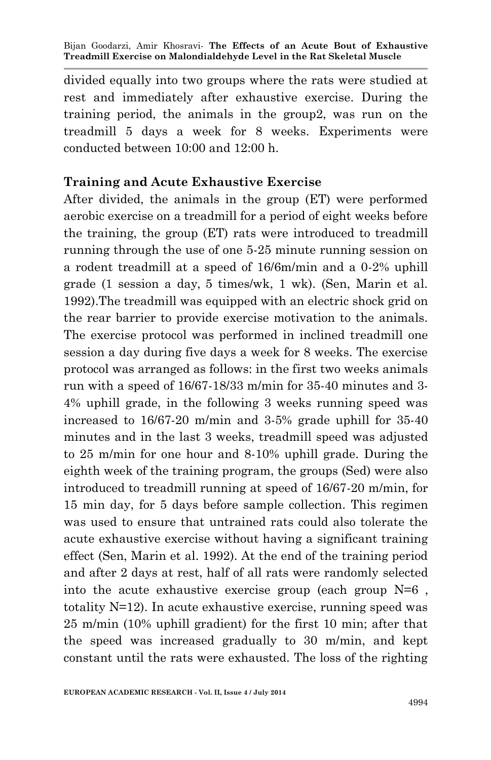divided equally into two groups where the rats were studied at rest and immediately after exhaustive exercise. During the training period, the animals in the group2, was run on the treadmill 5 days a week for 8 weeks. Experiments were conducted between 10:00 and 12:00 h.

## Training and Acute Exhaustive Exercise

After divided, the animals in the group (ET) were performed aerobic exercise on a treadmill for a period of eight weeks before the training, the group (ET) rats were introduced to treadmill running through the use of one 5-25 minute running session on a rodent treadmill at a speed of 16/6m/min and a 0-2% uphill grade (1 session a day, 5 times/wk, 1 wk). (Sen, Marin et al. 1992).The treadmill was equipped with an electric shock grid on the rear barrier to provide exercise motivation to the animals. The exercise protocol was performed in inclined treadmill one session a day during five days a week for 8 weeks. The exercise protocol was arranged as follows: in the first two weeks animals run with a speed of 16/67-18/33 m/min for 35-40 minutes and 3-4% uphill grade, in the following 3 weeks running speed was increased to 16/67-20 m/min and 3-5% grade uphill for 35-40 minutes and in the last 3 weeks, treadmill speed was adjusted to 25 m/min for one hour and 8-10% uphill grade. During the eighth week of the training program, the groups (Sed) were also introduced to treadmill running at speed of 16/67-20 m/min, for 15 min day, for 5 days before sample collection. This regimen was used to ensure that untrained rats could also tolerate the acute exhaustive exercise without having a significant training effect (Sen, Marin et al. 1992). At the end of the training period and after 2 days at rest, half of all rats were randomly selected into the acute exhaustive exercise group (each group N=6 , totality N=12). In acute exhaustive exercise, running speed was 25 m/min (10% uphill gradient) for the first 10 min; after that the speed was increased gradually to 30 m/min, and kept constant until the rats were exhausted. The loss of the righting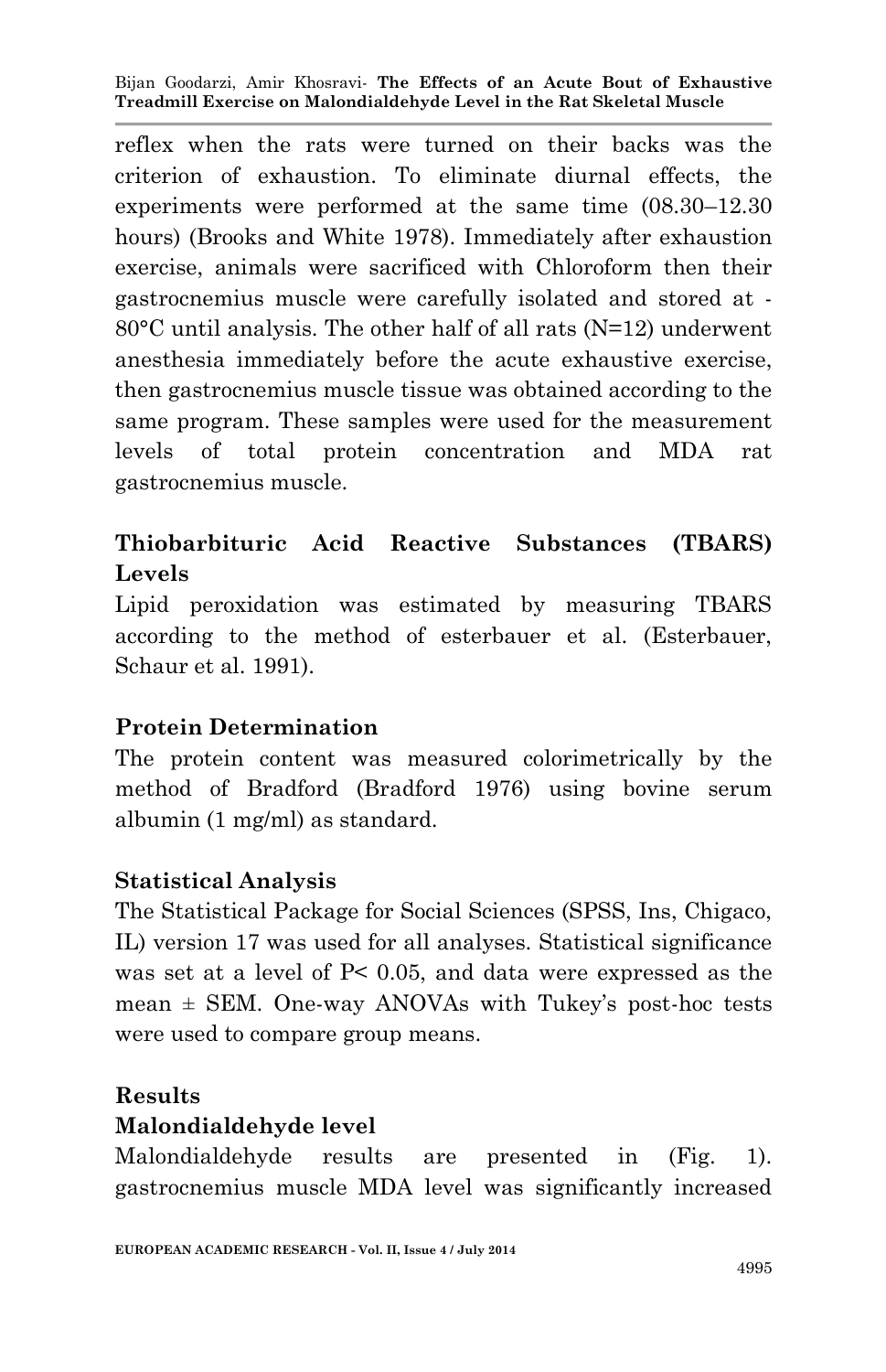reflex when the rats were turned on their backs was the criterion of exhaustion. To eliminate diurnal effects, the experiments were performed at the same time (08.30–12.30 hours) (Brooks and White 1978). Immediately after exhaustion exercise, animals were sacrificed with Chloroform then their gastrocnemius muscle were carefully isolated and stored at -80°C until analysis. The other half of all rats (N=12) underwent anesthesia immediately before the acute exhaustive exercise, then gastrocnemius muscle tissue was obtained according to the same program. These samples were used for the measurement levels of total protein concentration and MDA rat gastrocnemius muscle.

## Thiobarbituric Acid Reactive Substances (TBARS) Levels

Lipid peroxidation was estimated by measuring TBARS according to the method of esterbauer et al. (Esterbauer, Schaur et al. 1991).

## Protein Determination

The protein content was measured colorimetrically by the method of Bradford (Bradford 1976) using bovine serum albumin (1 mg/ml) as standard.

## Statistical Analysis

The Statistical Package for Social Sciences (SPSS, Ins, Chigaco, IL) version 17 was used for all analyses. Statistical significance was set at a level of $P < 0.05$, and data were expressed as the mean ± SEM. One-way ANOVAs with Tukey's post-hoc tests were used to compare group means.

# Results

## Malondialdehyde level

Malondialdehyde results are presented in (Fig. 1). gastrocnemius muscle MDA level was significantly increased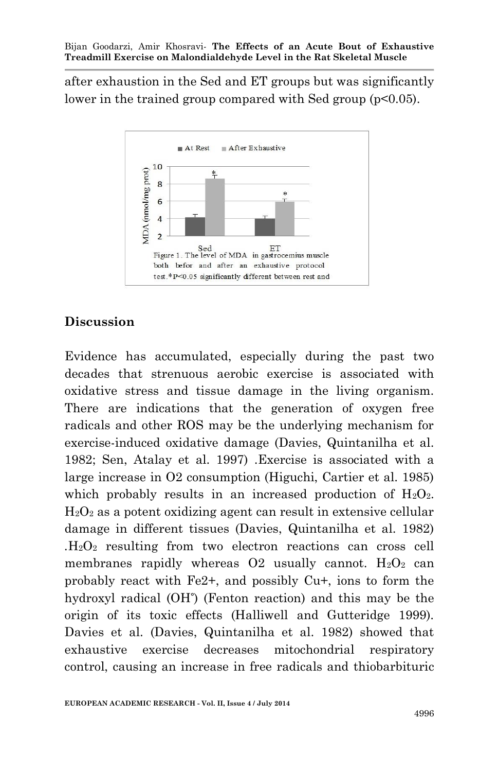after exhaustion in the Sed and ET groups but was significantly lower in the trained group compared with Sed group ($p<0.05$).

Figure 1. The level of MDA in gastrocemius muscle both befor and after an exhaustive protocol test.*$P<0.05$ significantly different between rest and

## Discussion

Evidence has accumulated, especially during the past two decades that strenuous aerobic exercise is associated with oxidative stress and tissue damage in the living organism. There are indications that the generation of oxygen free radicals and other ROS may be the underlying mechanism for exercise-induced oxidative damage (Davies, Quintanilha et al. 1982; Sen, Atalay et al. 1997) .Exercise is associated with a large increase in O2 consumption (Higuchi, Cartier et al. 1985) which probably results in an increased production of $H_2O_2$. $H_2O_2$ as a potent oxidizing agent can result in extensive cellular damage in different tissues (Davies, Quintanilha et al. 1982) .$H_2O_2$ resulting from two electron reactions can cross cell membranes rapidly whereas O2 usually cannot. $H_2O_2$ can probably react with $Fe^{2+}$, and possibly $Cu^{+}$, ions to form the hydroxyl radical ($OH^{\circ}$) (Fenton reaction) and this may be the origin of its toxic effects (Halliwell and Gutteridge 1999). Davies et al. (Davies, Quintanilha et al. 1982) showed that exhaustive exercise decreases mitochondrial respiratory control, causing an increase in free radicals and thiobarbituric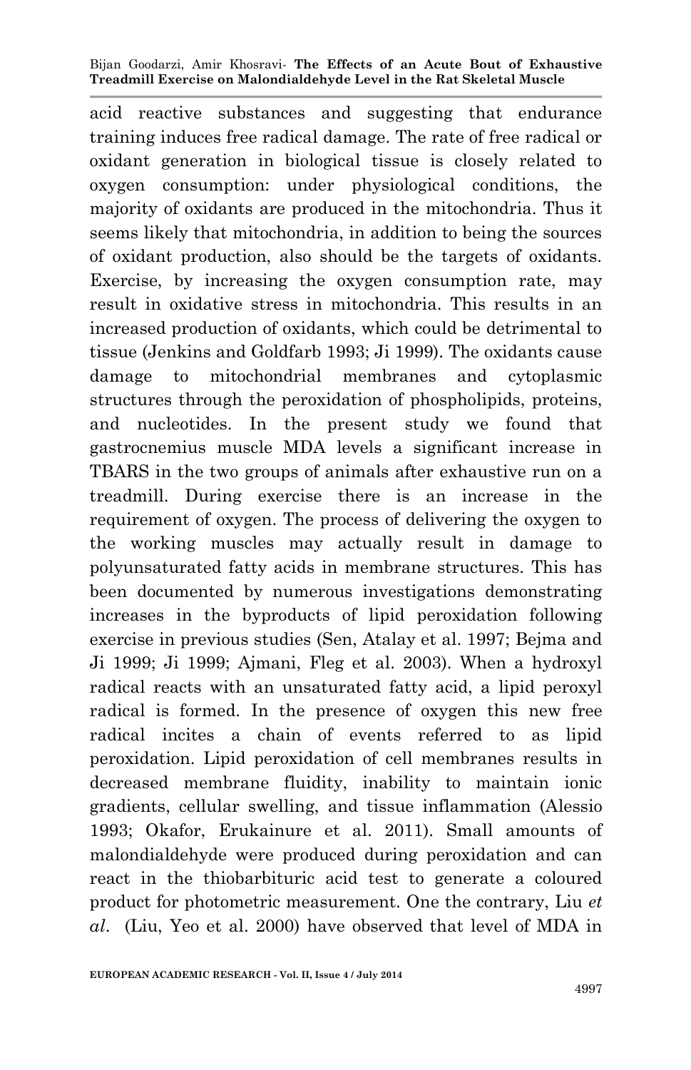acid reactive substances and suggesting that endurance training induces free radical damage. The rate of free radical or oxidant generation in biological tissue is closely related to oxygen consumption: under physiological conditions, the majority of oxidants are produced in the mitochondria. Thus it seems likely that mitochondria, in addition to being the sources of oxidant production, also should be the targets of oxidants. Exercise, by increasing the oxygen consumption rate, may result in oxidative stress in mitochondria. This results in an increased production of oxidants, which could be detrimental to tissue (Jenkins and Goldfarb 1993; Ji 1999). The oxidants cause damage to mitochondrial membranes and cytoplasmic structures through the peroxidation of phospholipids, proteins, and nucleotides. In the present study we found that gastrocnemius muscle MDA levels a significant increase in TBARS in the two groups of animals after exhaustive run on a treadmill. During exercise there is an increase in the requirement of oxygen. The process of delivering the oxygen to the working muscles may actually result in damage to polyunsaturated fatty acids in membrane structures. This has been documented by numerous investigations demonstrating increases in the byproducts of lipid peroxidation following exercise in previous studies (Sen, Atalay et al. 1997; Bejma and Ji 1999; Ji 1999; Ajmani, Fleg et al. 2003). When a hydroxyl radical reacts with an unsaturated fatty acid, a lipid peroxyl radical is formed. In the presence of oxygen this new free radical incites a chain of events referred to as lipid peroxidation. Lipid peroxidation of cell membranes results in decreased membrane fluidity, inability to maintain ionic gradients, cellular swelling, and tissue inflammation (Alessio 1993; Okafor, Erukainure et al. 2011). Small amounts of malondialdehyde were produced during peroxidation and can react in the thiobarbituric acid test to generate a coloured product for photometric measurement. One the contrary, Liu *et al*. (Liu, Yeo et al. 2000) have observed that level of MDA in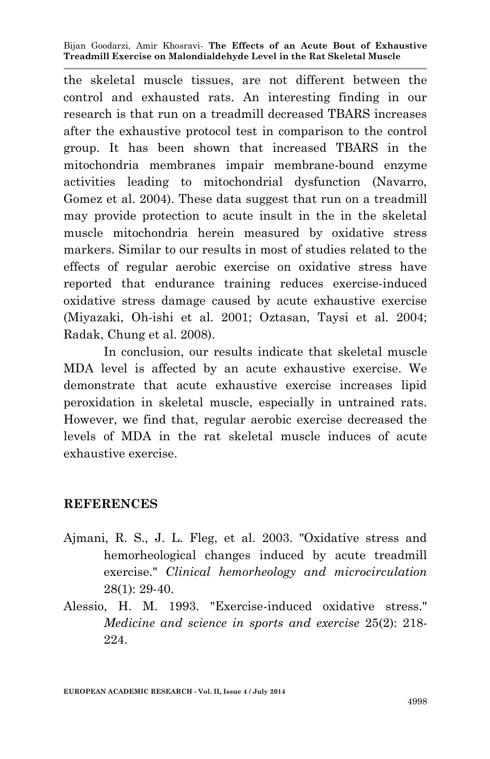the skeletal muscle tissues, are not different between the control and exhausted rats. An interesting finding in our research is that run on a treadmill decreased TBARS increases after the exhaustive protocol test in comparison to the control group. It has been shown that increased TBARS in the mitochondria membranes impair membrane-bound enzyme activities leading to mitochondrial dysfunction (Navarro, Gomez et al. 2004). These data suggest that run on a treadmill may provide protection to acute insult in the in the skeletal muscle mitochondria herein measured by oxidative stress markers. Similar to our results in most of studies related to the effects of regular aerobic exercise on oxidative stress have reported that endurance training reduces exercise-induced oxidative stress damage caused by acute exhaustive exercise (Miyazaki, Oh-ishi et al. 2001; Oztasan, Taysi et al. 2004; Radak, Chung et al. 2008).

In conclusion, our results indicate that skeletal muscle MDA level is affected by an acute exhaustive exercise. We demonstrate that acute exhaustive exercise increases lipid peroxidation in skeletal muscle, especially in untrained rats. However, we find that, regular aerobic exercise decreased the levels of MDA in the rat skeletal muscle induces of acute exhaustive exercise.

## REFERENCES

Ajmani, R. S., J. L. Fleg, et al. 2003. "Oxidative stress and hemorheological changes induced by acute treadmill exercise." *Clinical hemorheology and microcirculation* 28(1): 29-40.

Alessio, H. M. 1993. "Exercise-induced oxidative stress." *Medicine and science in sports and exercise* 25(2): 218-224.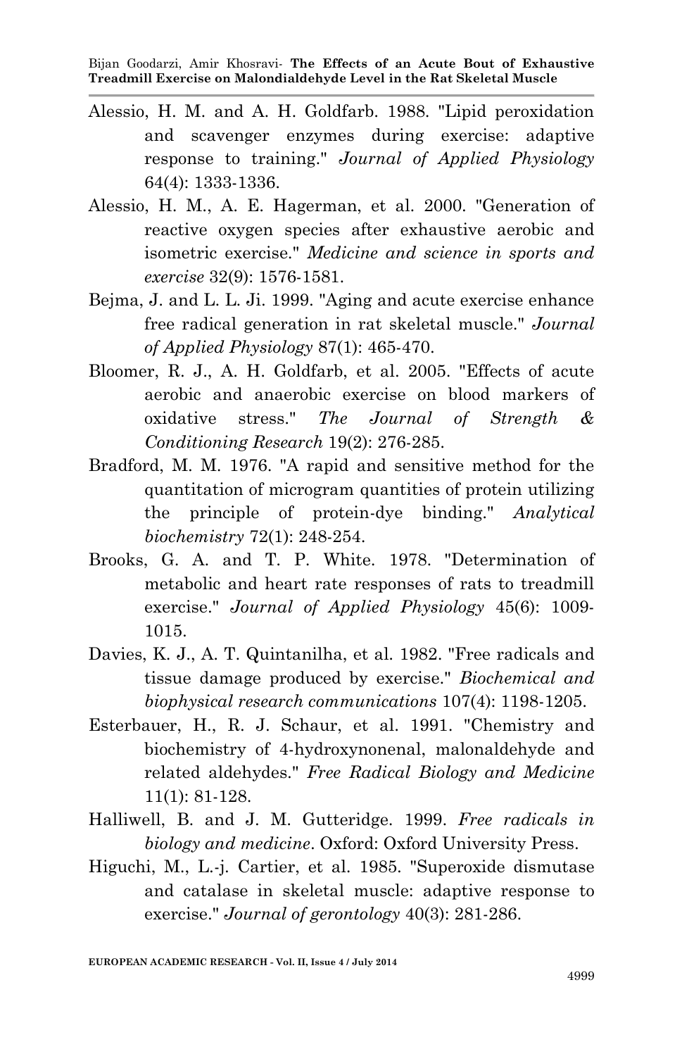Alessio, H. M. and A. H. Goldfarb. 1988. "Lipid peroxidation and scavenger enzymes during exercise: adaptive response to training." *Journal of Applied Physiology* 64(4): 1333-1336.

Alessio, H. M., A. E. Hagerman, et al. 2000. "Generation of reactive oxygen species after exhaustive aerobic and isometric exercise." *Medicine and science in sports and exercise* 32(9): 1576-1581.

Bejma, J. and L. L. Ji. 1999. "Aging and acute exercise enhance free radical generation in rat skeletal muscle." *Journal of Applied Physiology* 87(1): 465-470.

Bloomer, R. J., A. H. Goldfarb, et al. 2005. "Effects of acute aerobic and anaerobic exercise on blood markers of oxidative stress." *The Journal of Strength & Conditioning Research* 19(2): 276-285.

Bradford, M. M. 1976. "A rapid and sensitive method for the quantitation of microgram quantities of protein utilizing the principle of protein-dye binding." *Analytical biochemistry* 72(1): 248-254.

Brooks, G. A. and T. P. White. 1978. "Determination of metabolic and heart rate responses of rats to treadmill exercise." *Journal of Applied Physiology* 45(6): 1009-1015.

Davies, K. J., A. T. Quintanilha, et al. 1982. "Free radicals and tissue damage produced by exercise." *Biochemical and biophysical research communications* 107(4): 1198-1205.

Esterbauer, H., R. J. Schaur, et al. 1991. "Chemistry and biochemistry of 4-hydroxynonenal, malonaldehyde and related aldehydes." *Free Radical Biology and Medicine* 11(1): 81-128.

Halliwell, B. and J. M. Gutteridge. 1999. *Free radicals in biology and medicine*. Oxford: Oxford University Press.

Higuchi, M., L.-j. Cartier, et al. 1985. "Superoxide dismutase and catalase in skeletal muscle: adaptive response to exercise." *Journal of gerontology* 40(3): 281-286.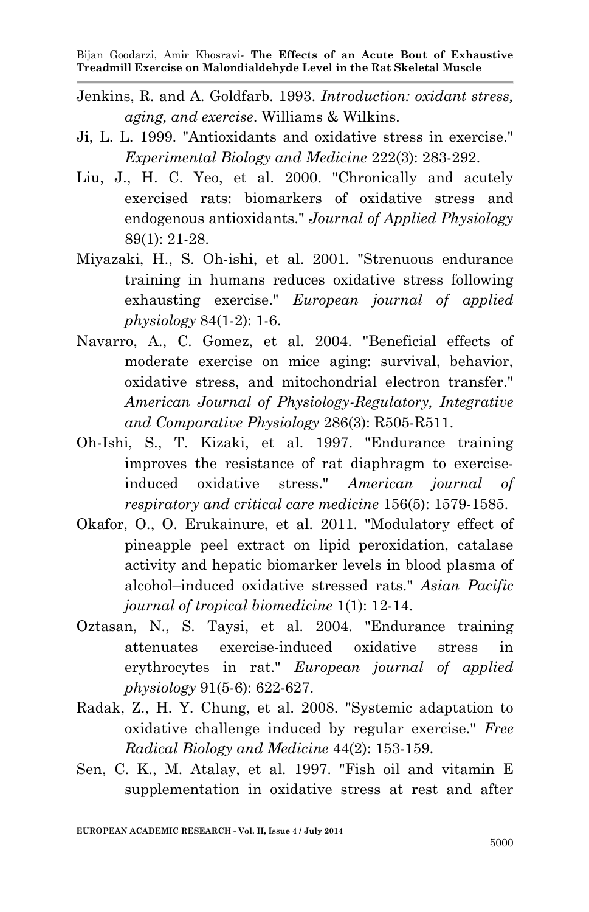Jenkins, R. and A. Goldfarb. 1993. *Introduction: oxidant stress, aging, and exercise*. Williams & Wilkins.

Ji, L. L. 1999. "Antioxidants and oxidative stress in exercise." *Experimental Biology and Medicine* 222(3): 283-292.

Liu, J., H. C. Yeo, et al. 2000. "Chronically and acutely exercised rats: biomarkers of oxidative stress and endogenous antioxidants." *Journal of Applied Physiology* 89(1): 21-28.

Miyazaki, H., S. Oh-ishi, et al. 2001. "Strenuous endurance training in humans reduces oxidative stress following exhausting exercise." *European journal of applied physiology* 84(1-2): 1-6.

Navarro, A., C. Gomez, et al. 2004. "Beneficial effects of moderate exercise on mice aging: survival, behavior, oxidative stress, and mitochondrial electron transfer." *American Journal of Physiology-Regulatory, Integrative and Comparative Physiology* 286(3): R505-R511.

Oh-Ishi, S., T. Kizaki, et al. 1997. "Endurance training improves the resistance of rat diaphragm to exercise-induced oxidative stress." *American journal of respiratory and critical care medicine* 156(5): 1579-1585.

Okafor, O., O. Erukainure, et al. 2011. "Modulatory effect of pineapple peel extract on lipid peroxidation, catalase activity and hepatic biomarker levels in blood plasma of alcohol–induced oxidative stressed rats." *Asian Pacific journal of tropical biomedicine* 1(1): 12-14.

Oztasan, N., S. Taysi, et al. 2004. "Endurance training attenuates exercise-induced oxidative stress in erythrocytes in rat." *European journal of applied physiology* 91(5-6): 622-627.

Radak, Z., H. Y. Chung, et al. 2008. "Systemic adaptation to oxidative challenge induced by regular exercise." *Free Radical Biology and Medicine* 44(2): 153-159.

Sen, C. K., M. Atalay, et al. 1997. "Fish oil and vitamin E supplementation in oxidative stress at rest and after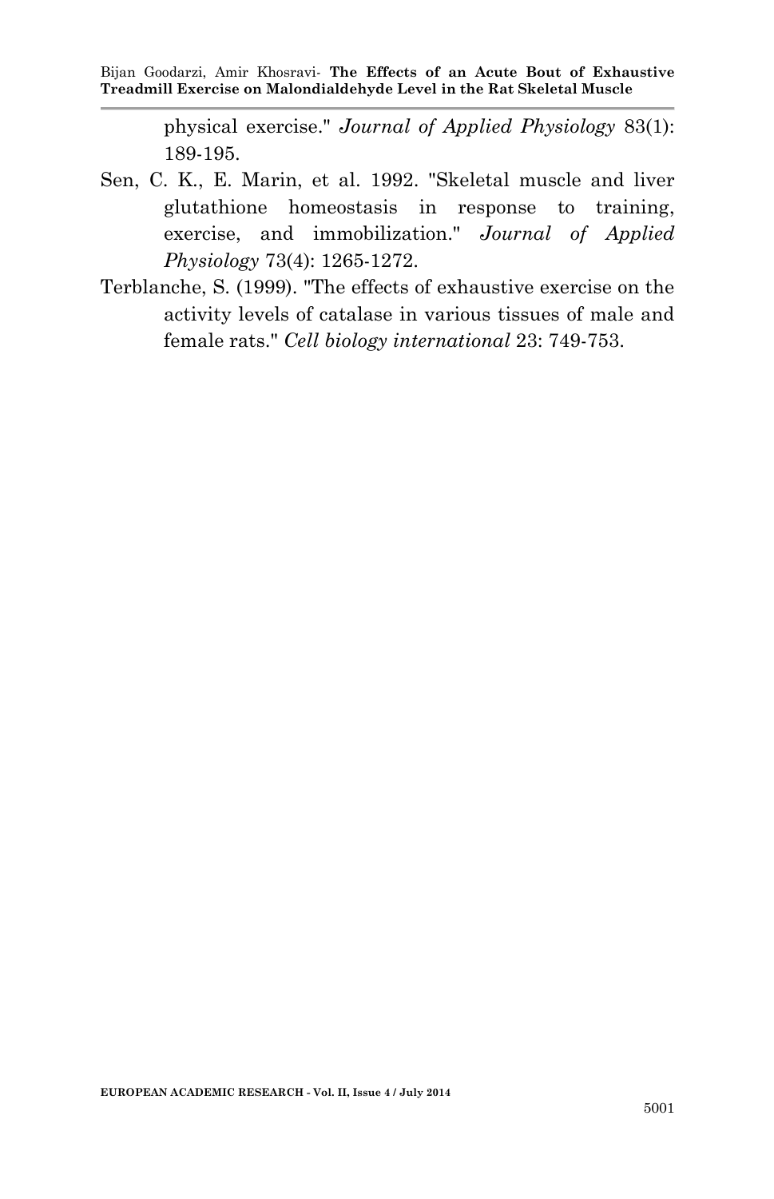physical exercise." *Journal of Applied Physiology* 83(1): 189-195.

Sen, C. K., E. Marin, et al. 1992. "Skeletal muscle and liver glutathione homeostasis in response to training, exercise, and immobilization." *Journal of Applied Physiology* 73(4): 1265-1272.

Terblanche, S. (1999). "The effects of exhaustive exercise on the activity levels of catalase in various tissues of male and female rats." *Cell biology international* 23: 749-753.